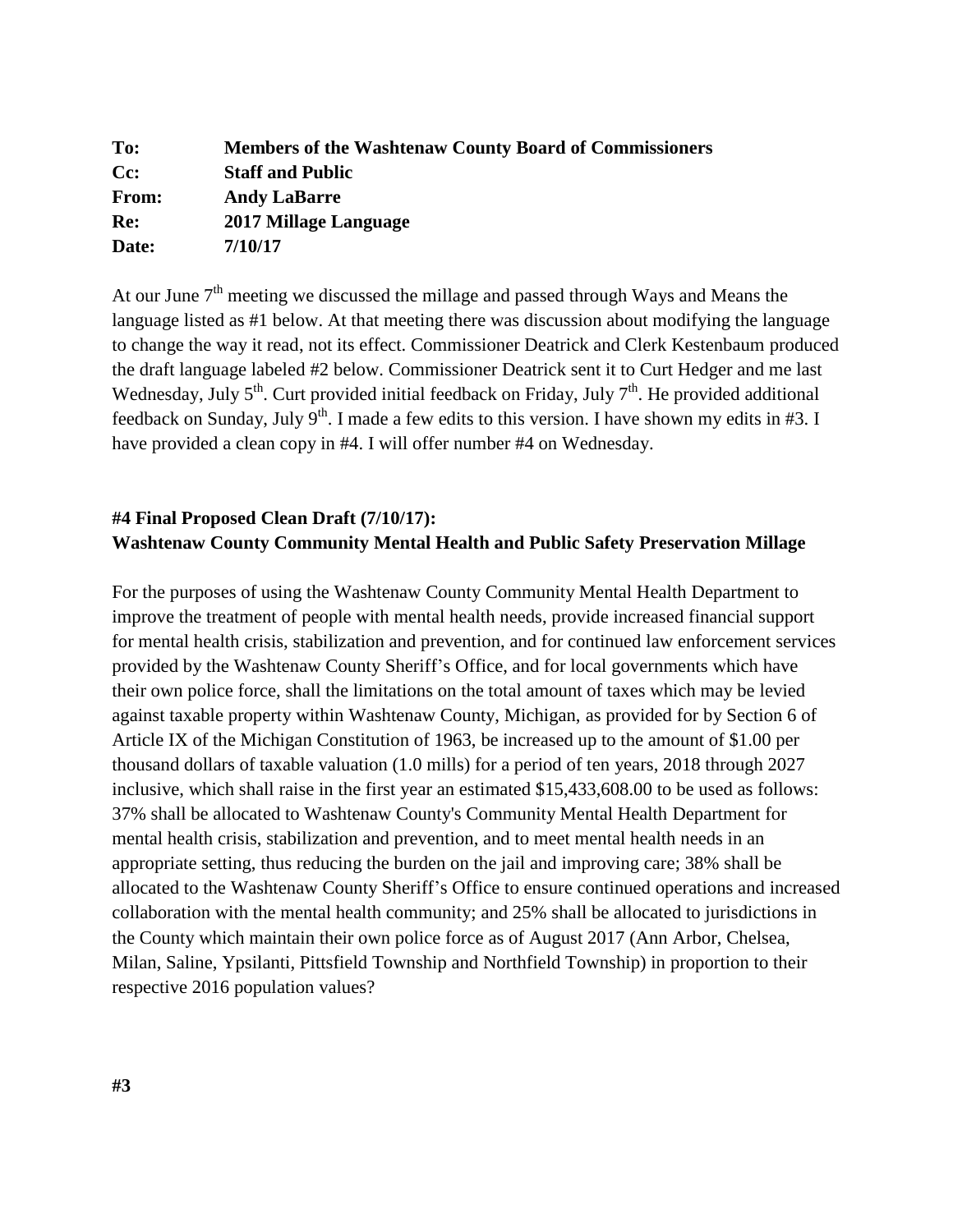**To:** Members of the Washtenaw County Board of Commissioners
**Cc:** Staff and Public
**From:** Andy LaBarre
**Re:** 2017 Millage Language
**Date:** 7/10/17

At our June 7th meeting we discussed the millage and passed through Ways and Means the language listed as #1 below. At that meeting there was discussion about modifying the language to change the way it read, not its effect. Commissioner Deatrick and Clerk Kestenbaum produced the draft language labeled #2 below. Commissioner Deatrick sent it to Curt Hedger and me last Wednesday, July 5th. Curt provided initial feedback on Friday, July 7th. He provided additional feedback on Sunday, July 9th. I made a few edits to this version. I have shown my edits in #3. I have provided a clean copy in #4. I will offer number #4 on Wednesday.

**#4 Final Proposed Clean Draft (7/10/17):**
**Washtenaw County Community Mental Health and Public Safety Preservation Millage**

For the purposes of using the Washtenaw County Community Mental Health Department to improve the treatment of people with mental health needs, provide increased financial support for mental health crisis, stabilization and prevention, and for continued law enforcement services provided by the Washtenaw County Sheriff's Office, and for local governments which have their own police force, shall the limitations on the total amount of taxes which may be levied against taxable property within Washtenaw County, Michigan, as provided for by Section 6 of Article IX of the Michigan Constitution of 1963, be increased up to the amount of $1.00 per thousand dollars of taxable valuation (1.0 mills) for a period of ten years, 2018 through 2027 inclusive, which shall raise in the first year an estimated $15,433,608.00 to be used as follows: 37% shall be allocated to Washtenaw County's Community Mental Health Department for mental health crisis, stabilization and prevention, and to meet mental health needs in an appropriate setting, thus reducing the burden on the jail and improving care; 38% shall be allocated to the Washtenaw County Sheriff's Office to ensure continued operations and increased collaboration with the mental health community; and 25% shall be allocated to jurisdictions in the County which maintain their own police force as of August 2017 (Ann Arbor, Chelsea, Milan, Saline, Ypsilanti, Pittsfield Township and Northfield Township) in proportion to their respective 2016 population values?

**#3**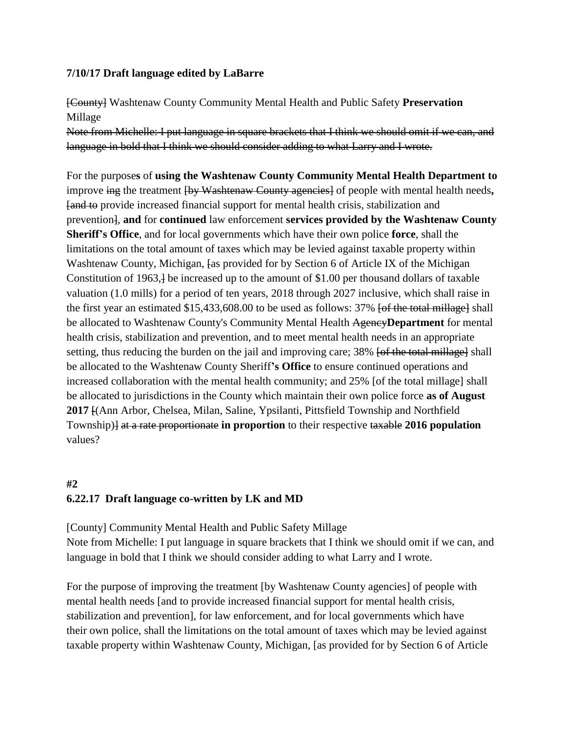**7/10/17 Draft language edited by LaBarre**

~~[County]~~ Washtenaw County Community Mental Health and Public Safety **Preservation** Millage

~~Note from Michelle: I put language in square brackets that I think we should omit if we can, and language in bold that I think we should consider adding to what Larry and I wrote.~~

For the purpose**s** of **using the Washtenaw County Community Mental Health Department to** improve ~~ing~~ the treatment ~~[by Washtenaw County agencies]~~ of people with mental health needs**,** ~~[and to~~ provide increased financial support for mental health crisis, stabilization and prevention~~]~~, **and** for **continued** law enforcement **services provided by the Washtenaw County Sheriff's Office**, and for local governments which have their own police **force**, shall the limitations on the total amount of taxes which may be levied against taxable property within Washtenaw County, Michigan, ~~[~~as provided for by Section 6 of Article IX of the Michigan Constitution of 1963,~~]~~ be increased up to the amount of $1.00 per thousand dollars of taxable valuation (1.0 mills) for a period of ten years, 2018 through 2027 inclusive, which shall raise in the first year an estimated $15,433,608.00 to be used as follows: 37% ~~[of the total millage]~~ shall be allocated to Washtenaw County's Community Mental Health ~~Agency~~**Department** for mental health crisis, stabilization and prevention, and to meet mental health needs in an appropriate setting, thus reducing the burden on the jail and improving care; 38% ~~[of the total millage]~~ shall be allocated to the Washtenaw County Sheriff**'s Office** to ensure continued operations and increased collaboration with the mental health community; and 25% [of the total millage] shall be allocated to jurisdictions in the County which maintain their own police force **as of August 2017** ~~[~~(Ann Arbor, Chelsea, Milan, Saline, Ypsilanti, Pittsfield Township and Northfield Township)~~]~~ ~~at a rate proportionate~~ **in proportion** to their respective ~~taxable~~ **2016 population** values?

**#2**

**6.22.17 Draft language co-written by LK and MD**

[County] Community Mental Health and Public Safety Millage

Note from Michelle: I put language in square brackets that I think we should omit if we can, and language in bold that I think we should consider adding to what Larry and I wrote.

For the purpose of improving the treatment [by Washtenaw County agencies] of people with mental health needs [and to provide increased financial support for mental health crisis, stabilization and prevention], for law enforcement, and for local governments which have their own police, shall the limitations on the total amount of taxes which may be levied against taxable property within Washtenaw County, Michigan, [as provided for by Section 6 of Article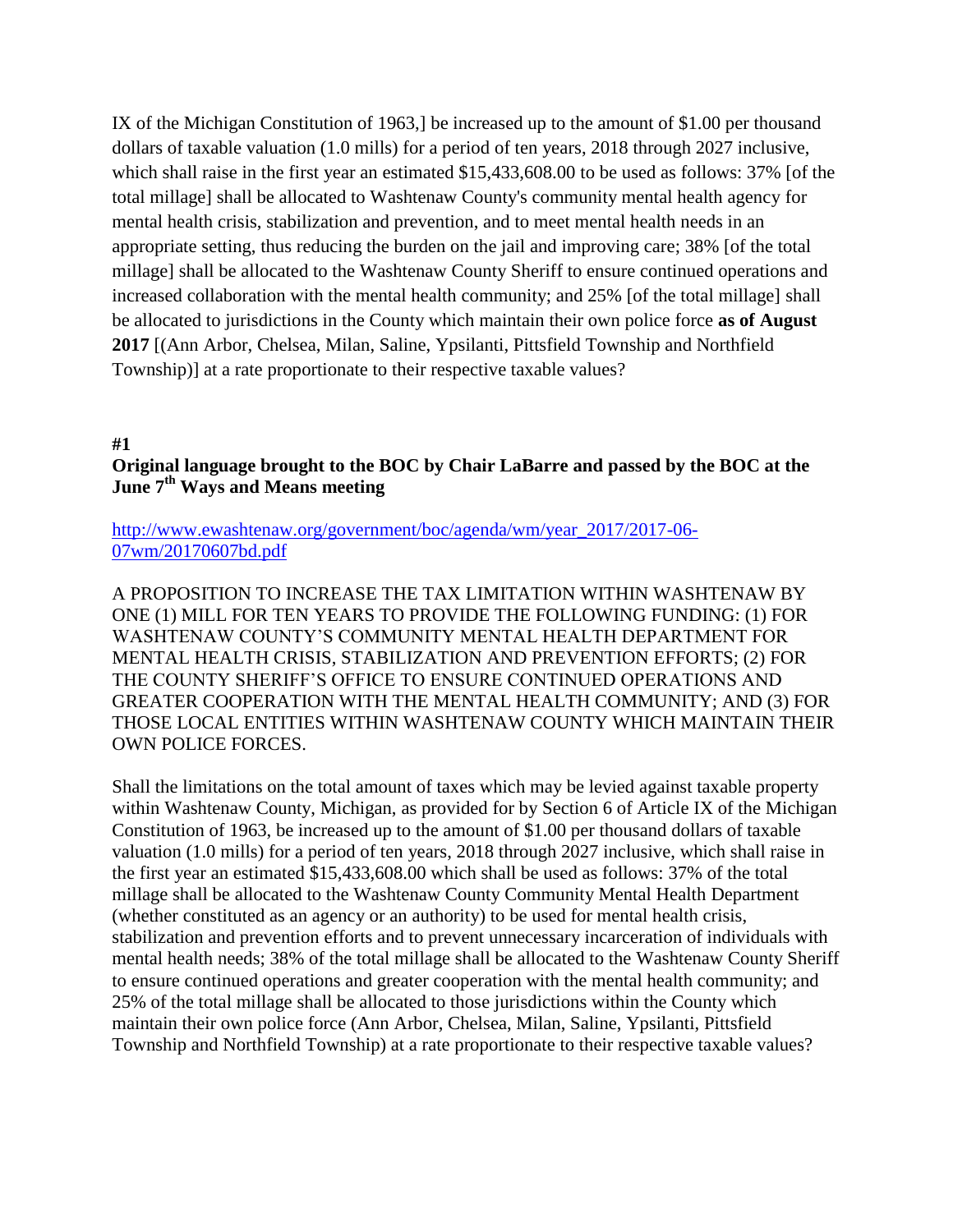IX of the Michigan Constitution of 1963,] be increased up to the amount of $1.00 per thousand dollars of taxable valuation (1.0 mills) for a period of ten years, 2018 through 2027 inclusive, which shall raise in the first year an estimated $15,433,608.00 to be used as follows: 37% [of the total millage] shall be allocated to Washtenaw County's community mental health agency for mental health crisis, stabilization and prevention, and to meet mental health needs in an appropriate setting, thus reducing the burden on the jail and improving care; 38% [of the total millage] shall be allocated to the Washtenaw County Sheriff to ensure continued operations and increased collaboration with the mental health community; and 25% [of the total millage] shall be allocated to jurisdictions in the County which maintain their own police force **as of August 2017** [(Ann Arbor, Chelsea, Milan, Saline, Ypsilanti, Pittsfield Township and Northfield Township)] at a rate proportionate to their respective taxable values?

**#1**

**Original language brought to the BOC by Chair LaBarre and passed by the BOC at the June 7th Ways and Means meeting**

http://www.ewashtenaw.org/government/boc/agenda/wm/year_2017/2017-06-07wm/20170607bd.pdf

A PROPOSITION TO INCREASE THE TAX LIMITATION WITHIN WASHTENAW BY ONE (1) MILL FOR TEN YEARS TO PROVIDE THE FOLLOWING FUNDING: (1) FOR WASHTENAW COUNTY'S COMMUNITY MENTAL HEALTH DEPARTMENT FOR MENTAL HEALTH CRISIS, STABILIZATION AND PREVENTION EFFORTS; (2) FOR THE COUNTY SHERIFF'S OFFICE TO ENSURE CONTINUED OPERATIONS AND GREATER COOPERATION WITH THE MENTAL HEALTH COMMUNITY; AND (3) FOR THOSE LOCAL ENTITIES WITHIN WASHTENAW COUNTY WHICH MAINTAIN THEIR OWN POLICE FORCES.

Shall the limitations on the total amount of taxes which may be levied against taxable property within Washtenaw County, Michigan, as provided for by Section 6 of Article IX of the Michigan Constitution of 1963, be increased up to the amount of $1.00 per thousand dollars of taxable valuation (1.0 mills) for a period of ten years, 2018 through 2027 inclusive, which shall raise in the first year an estimated $15,433,608.00 which shall be used as follows: 37% of the total millage shall be allocated to the Washtenaw County Community Mental Health Department (whether constituted as an agency or an authority) to be used for mental health crisis, stabilization and prevention efforts and to prevent unnecessary incarceration of individuals with mental health needs; 38% of the total millage shall be allocated to the Washtenaw County Sheriff to ensure continued operations and greater cooperation with the mental health community; and 25% of the total millage shall be allocated to those jurisdictions within the County which maintain their own police force (Ann Arbor, Chelsea, Milan, Saline, Ypsilanti, Pittsfield Township and Northfield Township) at a rate proportionate to their respective taxable values?